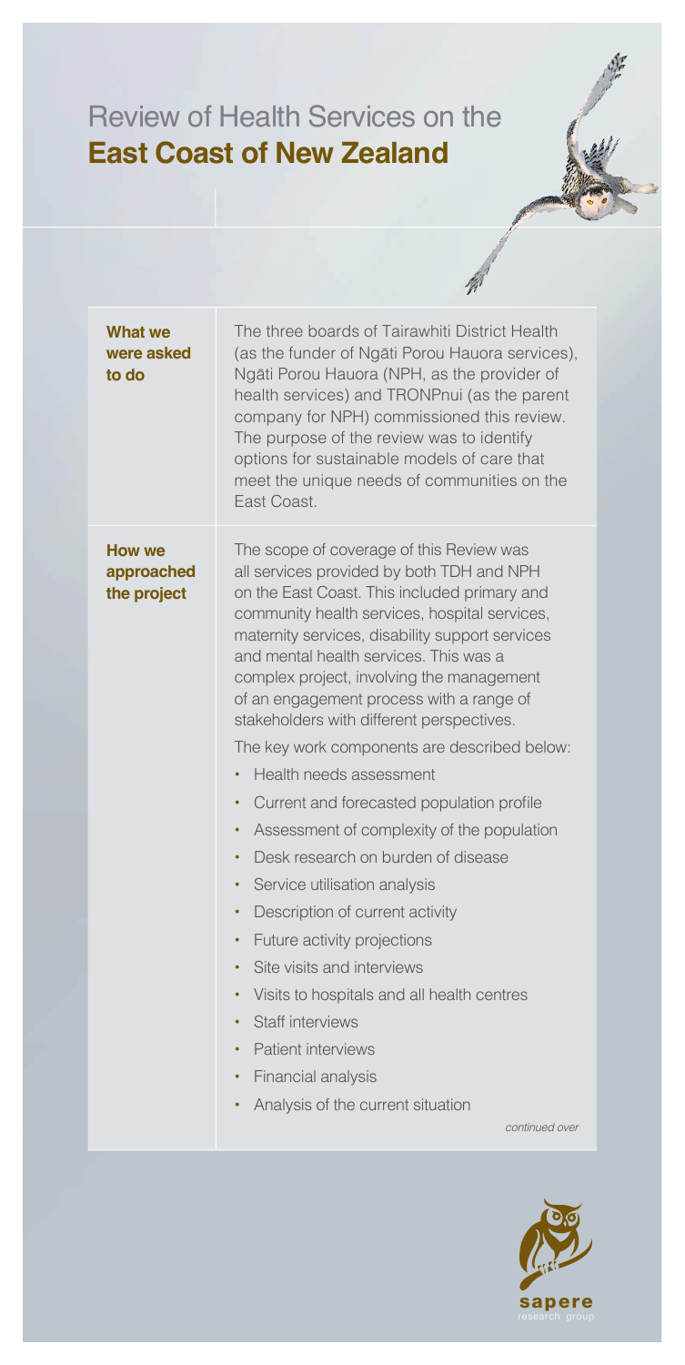# Review of Health Services on the **East Coast of New Zealand**

**What we were asked to do**

The three boards of Tairawhiti District Health (as the funder of Ngāti Porou Hauora services), Ngāti Porou Hauora (NPH, as the provider of health services) and TRONPnui (as the parent company for NPH) commissioned this review. The purpose of the review was to identify options for sustainable models of care that meet the unique needs of communities on the East Coast.

**How we approached the project**

The scope of coverage of this Review was all services provided by both TDH and NPH on the East Coast. This included primary and community health services, hospital services, maternity services, disability support services and mental health services. This was a complex project, involving the management of an engagement process with a range of stakeholders with different perspectives.

The key work components are described below:

- Health needs assessment
- Current and forecasted population profile
- Assessment of complexity of the population
- Desk research on burden of disease
- Service utilisation analysis
- Description of current activity
- Future activity projections
- Site visits and interviews
- Visits to hospitals and all health centres
- Staff interviews
- Patient interviews
- Financial analysis
- Analysis of the current situation

*continued over*

sapere research group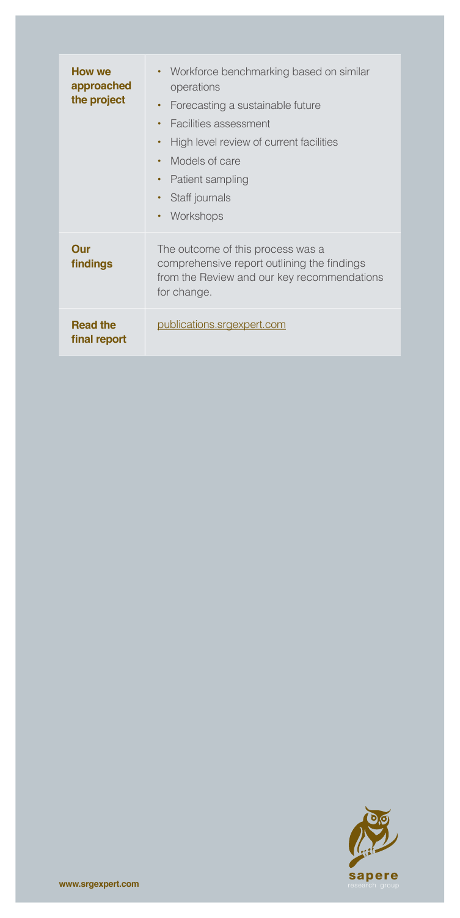| | |
|---|---|
| **How we approached the project** | • Workforce benchmarking based on similar operations<br>• Forecasting a sustainable future<br>• Facilities assessment<br>• High level review of current facilities<br>• Models of care<br>• Patient sampling<br>• Staff journals<br>• Workshops |
| **Our findings** | The outcome of this process was a comprehensive report outlining the findings from the Review and our key recommendations for change. |
| **Read the final report** | publications.srgexpert.com |

sapere
research group

**www.srgexpert.com**